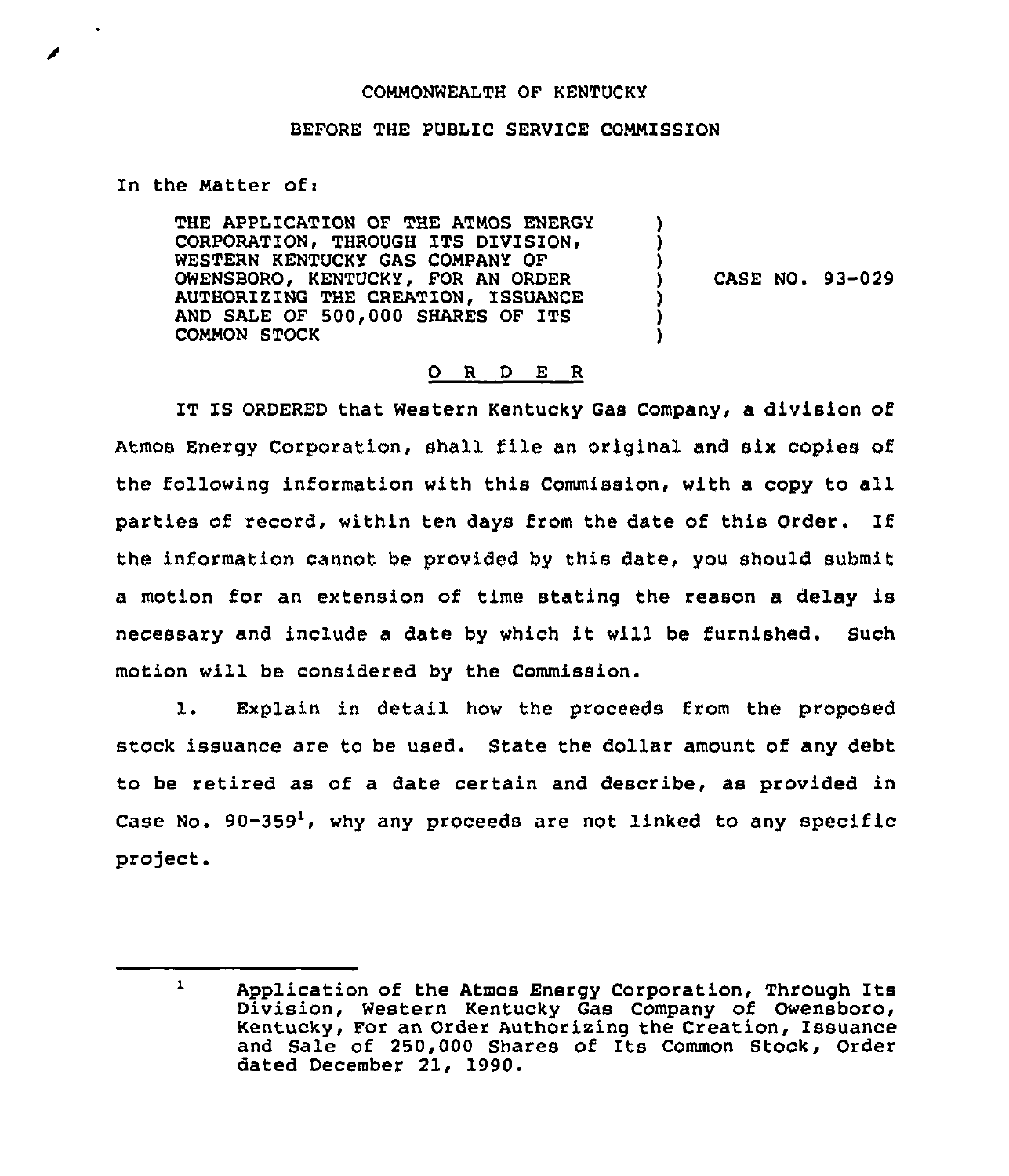COMMONWEALTH OF KENTUCKY

BEFORE THE PUBLIC SERVICE COMMISSION

In the Matter of:

| | | |
|---|---|---|
| THE APPLICATION OF THE ATMOS ENERGY CORPORATION, THROUGH ITS DIVISION, WESTERN KENTUCKY GAS COMPANY OF OWENSBORO, KENTUCKY, FOR AN ORDER AUTHORIZING THE CREATION, ISSUANCE AND SALE OF 500,000 SHARES OF ITS COMMON STOCK | ) | CASE NO. 93-029 |

O R D E R

IT IS ORDERED that Western Kentucky Gas Company, a division of Atmos Energy Corporation, shall file an original and six copies of the following information with this Commission, with a copy to all parties of record, within ten days from the date of this Order. If the information cannot be provided by this date, you should submit a motion for an extension of time stating the reason a delay is necessary and include a date by which it will be furnished. Such motion will be considered by the Commission.

1. Explain in detail how the proceeds from the proposed stock issuance are to be used. State the dollar amount of any debt to be retired as of a date certain and describe, as provided in Case No. 90-359[1], why any proceeds are not linked to any specific project.

---

[1] Application of the Atmos Energy Corporation, Through Its Division, Western Kentucky Gas Company of Owensboro, Kentucky, For an Order Authorizing the Creation, Issuance and Sale of 250,000 Shares of Its Common Stock, Order dated December 21, 1990.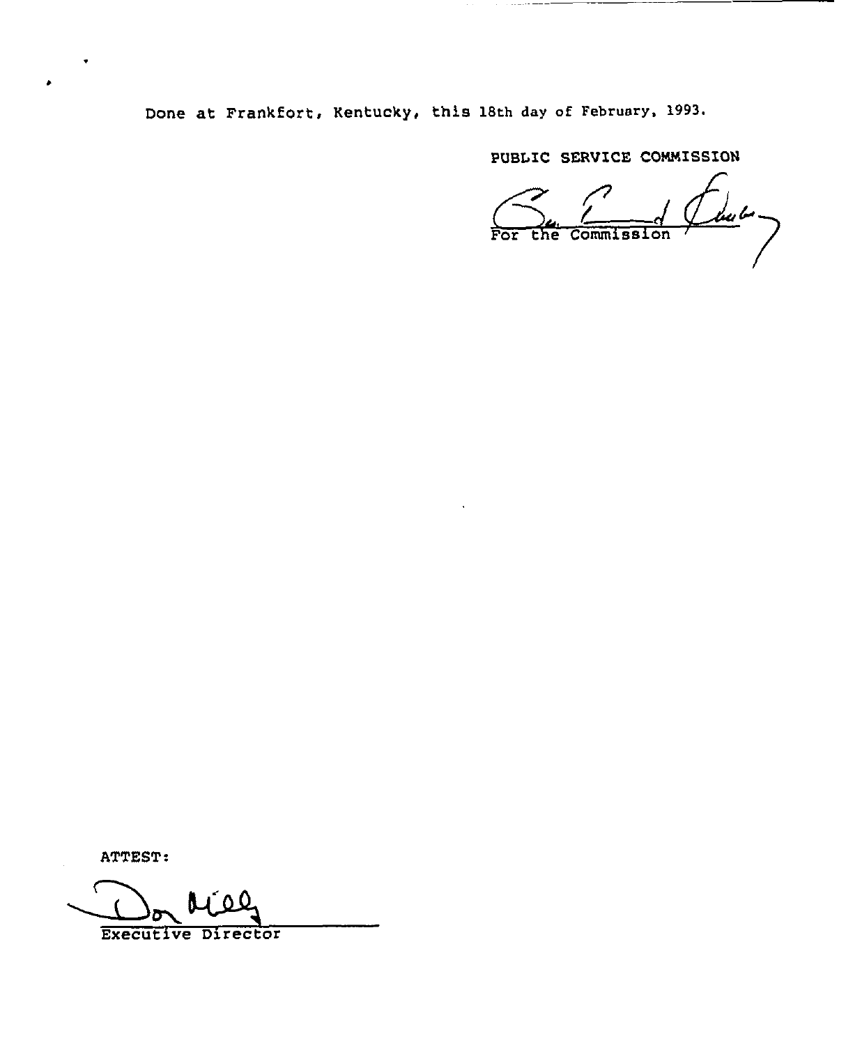Done at Frankfort, Kentucky, this 18th day of February, 1993.

PUBLIC SERVICE COMMISSION

For the Commission

ATTEST:

Executive Director